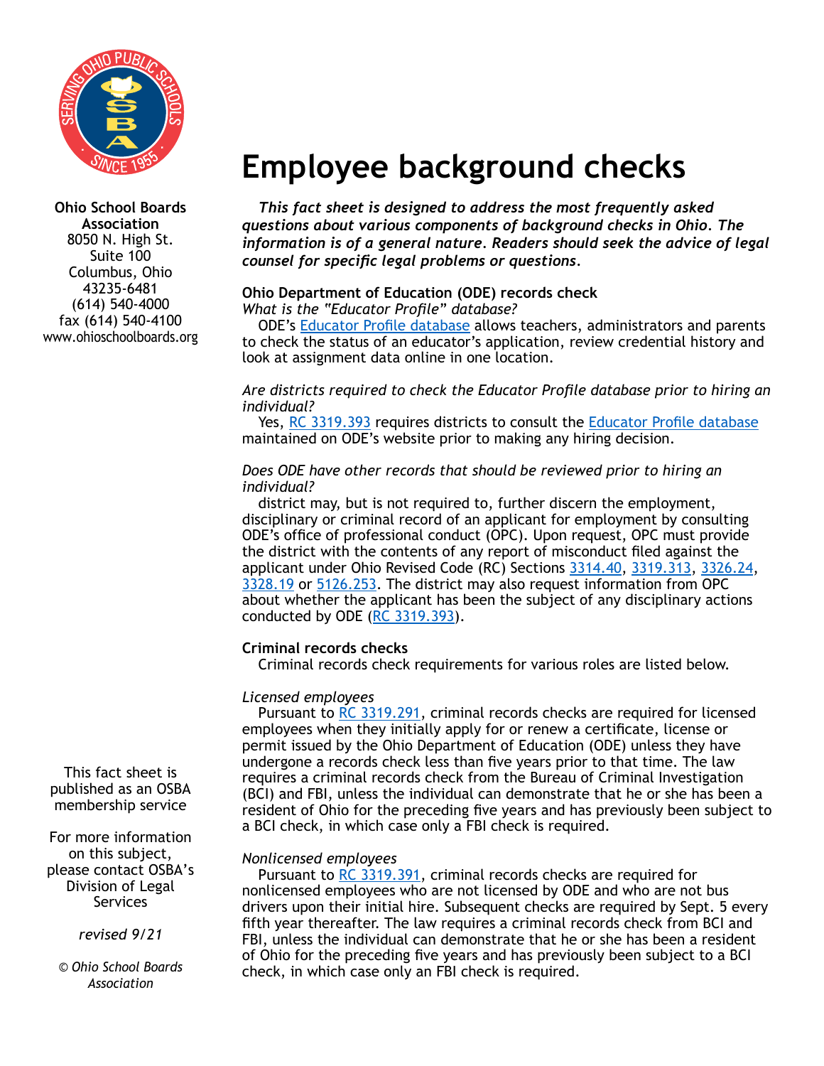Ohio School Boards Association
8050 N. High St.
Suite 100
Columbus, Ohio
43235-6481
(614) 540-4000
fax (614) 540-4100
www.ohioschoolboards.org

# Employee background checks

***This fact sheet is designed to address the most frequently asked questions about various components of background checks in Ohio. The information is of a general nature. Readers should seek the advice of legal counsel for specific legal problems or questions.***

**Ohio Department of Education (ODE) records check**

*What is the "Educator Profile" database?*

ODE's Educator Profile database allows teachers, administrators and parents to check the status of an educator's application, review credential history and look at assignment data online in one location.

*Are districts required to check the Educator Profile database prior to hiring an individual?*

Yes, RC 3319.393 requires districts to consult the Educator Profile database maintained on ODE's website prior to making any hiring decision.

*Does ODE have other records that should be reviewed prior to hiring an individual?*

district may, but is not required to, further discern the employment, disciplinary or criminal record of an applicant for employment by consulting ODE's office of professional conduct (OPC). Upon request, OPC must provide the district with the contents of any report of misconduct filed against the applicant under Ohio Revised Code (RC) Sections 3314.40, 3319.313, 3326.24, 3328.19 or 5126.253. The district may also request information from OPC about whether the applicant has been the subject of any disciplinary actions conducted by ODE (RC 3319.393).

**Criminal records checks**

Criminal records check requirements for various roles are listed below.

*Licensed employees*

Pursuant to RC 3319.291, criminal records checks are required for licensed employees when they initially apply for or renew a certificate, license or permit issued by the Ohio Department of Education (ODE) unless they have undergone a records check less than five years prior to that time. The law requires a criminal records check from the Bureau of Criminal Investigation (BCI) and FBI, unless the individual can demonstrate that he or she has been a resident of Ohio for the preceding five years and has previously been subject to a BCI check, in which case only a FBI check is required.

*Nonlicensed employees*

Pursuant to RC 3319.391, criminal records checks are required for nonlicensed employees who are not licensed by ODE and who are not bus drivers upon their initial hire. Subsequent checks are required by Sept. 5 every fifth year thereafter. The law requires a criminal records check from BCI and FBI, unless the individual can demonstrate that he or she has been a resident of Ohio for the preceding five years and has previously been subject to a BCI check, in which case only an FBI check is required.

This fact sheet is published as an OSBA membership service

For more information on this subject, please contact OSBA's Division of Legal Services

*revised 9/21*

*© Ohio School Boards Association*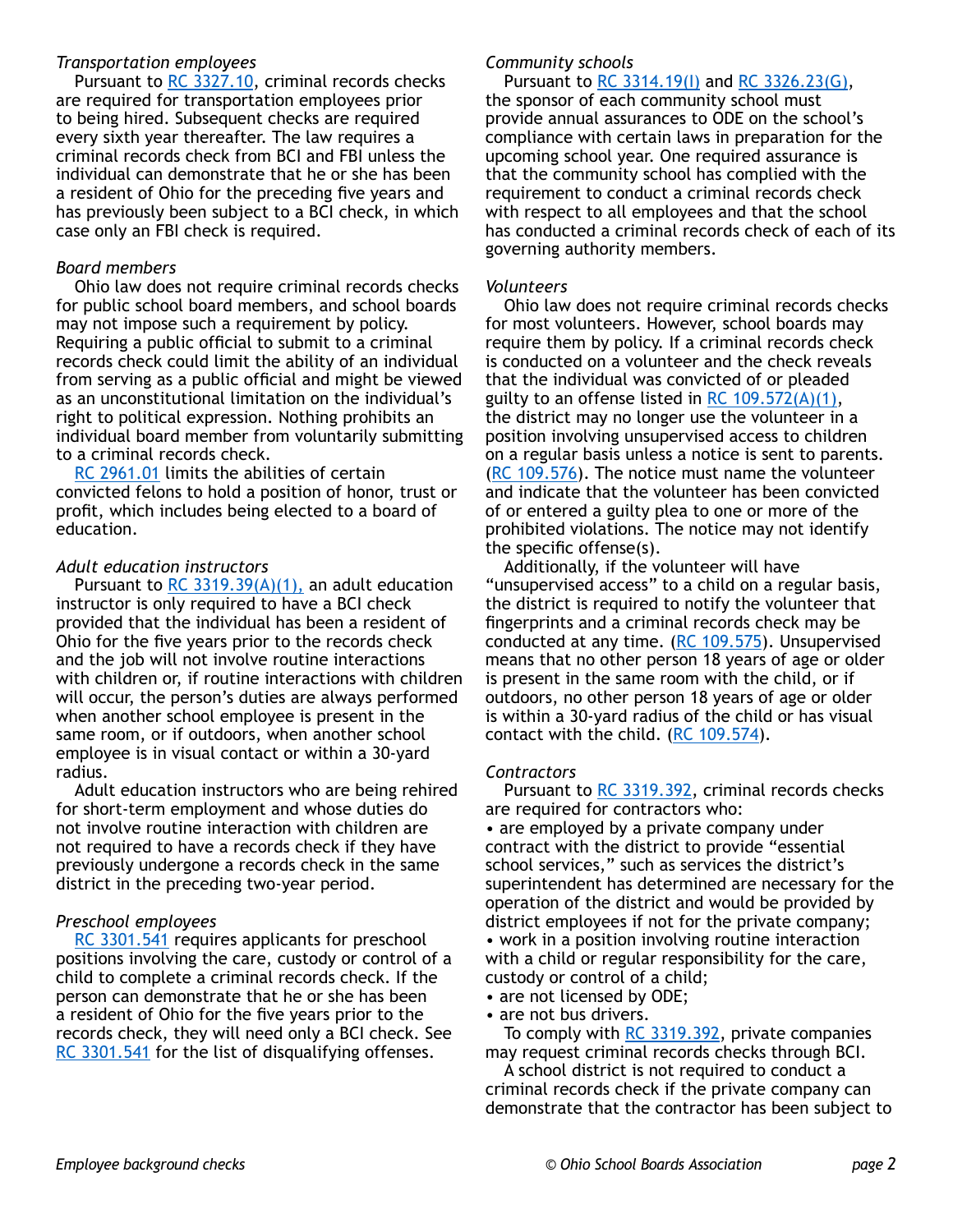*Transportation employees*

Pursuant to RC 3327.10, criminal records checks are required for transportation employees prior to being hired. Subsequent checks are required every sixth year thereafter. The law requires a criminal records check from BCI and FBI unless the individual can demonstrate that he or she has been a resident of Ohio for the preceding five years and has previously been subject to a BCI check, in which case only an FBI check is required.

*Board members*

Ohio law does not require criminal records checks for public school board members, and school boards may not impose such a requirement by policy. Requiring a public official to submit to a criminal records check could limit the ability of an individual from serving as a public official and might be viewed as an unconstitutional limitation on the individual's right to political expression. Nothing prohibits an individual board member from voluntarily submitting to a criminal records check.

RC 2961.01 limits the abilities of certain convicted felons to hold a position of honor, trust or profit, which includes being elected to a board of education.

*Adult education instructors*

Pursuant to RC 3319.39(A)(1), an adult education instructor is only required to have a BCI check provided that the individual has been a resident of Ohio for the five years prior to the records check and the job will not involve routine interactions with children or, if routine interactions with children will occur, the person's duties are always performed when another school employee is present in the same room, or if outdoors, when another school employee is in visual contact or within a 30-yard radius.

Adult education instructors who are being rehired for short-term employment and whose duties do not involve routine interaction with children are not required to have a records check if they have previously undergone a records check in the same district in the preceding two-year period.

*Preschool employees*

RC 3301.541 requires applicants for preschool positions involving the care, custody or control of a child to complete a criminal records check. If the person can demonstrate that he or she has been a resident of Ohio for the five years prior to the records check, they will need only a BCI check. See RC 3301.541 for the list of disqualifying offenses.

*Community schools*

Pursuant to RC 3314.19(I) and RC 3326.23(G), the sponsor of each community school must provide annual assurances to ODE on the school's compliance with certain laws in preparation for the upcoming school year. One required assurance is that the community school has complied with the requirement to conduct a criminal records check with respect to all employees and that the school has conducted a criminal records check of each of its governing authority members.

*Volunteers*

Ohio law does not require criminal records checks for most volunteers. However, school boards may require them by policy. If a criminal records check is conducted on a volunteer and the check reveals that the individual was convicted of or pleaded guilty to an offense listed in RC 109.572(A)(1), the district may no longer use the volunteer in a position involving unsupervised access to children on a regular basis unless a notice is sent to parents. (RC 109.576). The notice must name the volunteer and indicate that the volunteer has been convicted of or entered a guilty plea to one or more of the prohibited violations. The notice may not identify the specific offense(s).

Additionally, if the volunteer will have "unsupervised access" to a child on a regular basis, the district is required to notify the volunteer that fingerprints and a criminal records check may be conducted at any time. (RC 109.575). Unsupervised means that no other person 18 years of age or older is present in the same room with the child, or if outdoors, no other person 18 years of age or older is within a 30-yard radius of the child or has visual contact with the child. (RC 109.574).

*Contractors*

Pursuant to RC 3319.392, criminal records checks are required for contractors who:

- are employed by a private company under contract with the district to provide "essential school services," such as services the district's superintendent has determined are necessary for the operation of the district and would be provided by district employees if not for the private company;
- work in a position involving routine interaction with a child or regular responsibility for the care, custody or control of a child;
- are not licensed by ODE;
- are not bus drivers.

To comply with RC 3319.392, private companies may request criminal records checks through BCI.

A school district is not required to conduct a criminal records check if the private company can demonstrate that the contractor has been subject to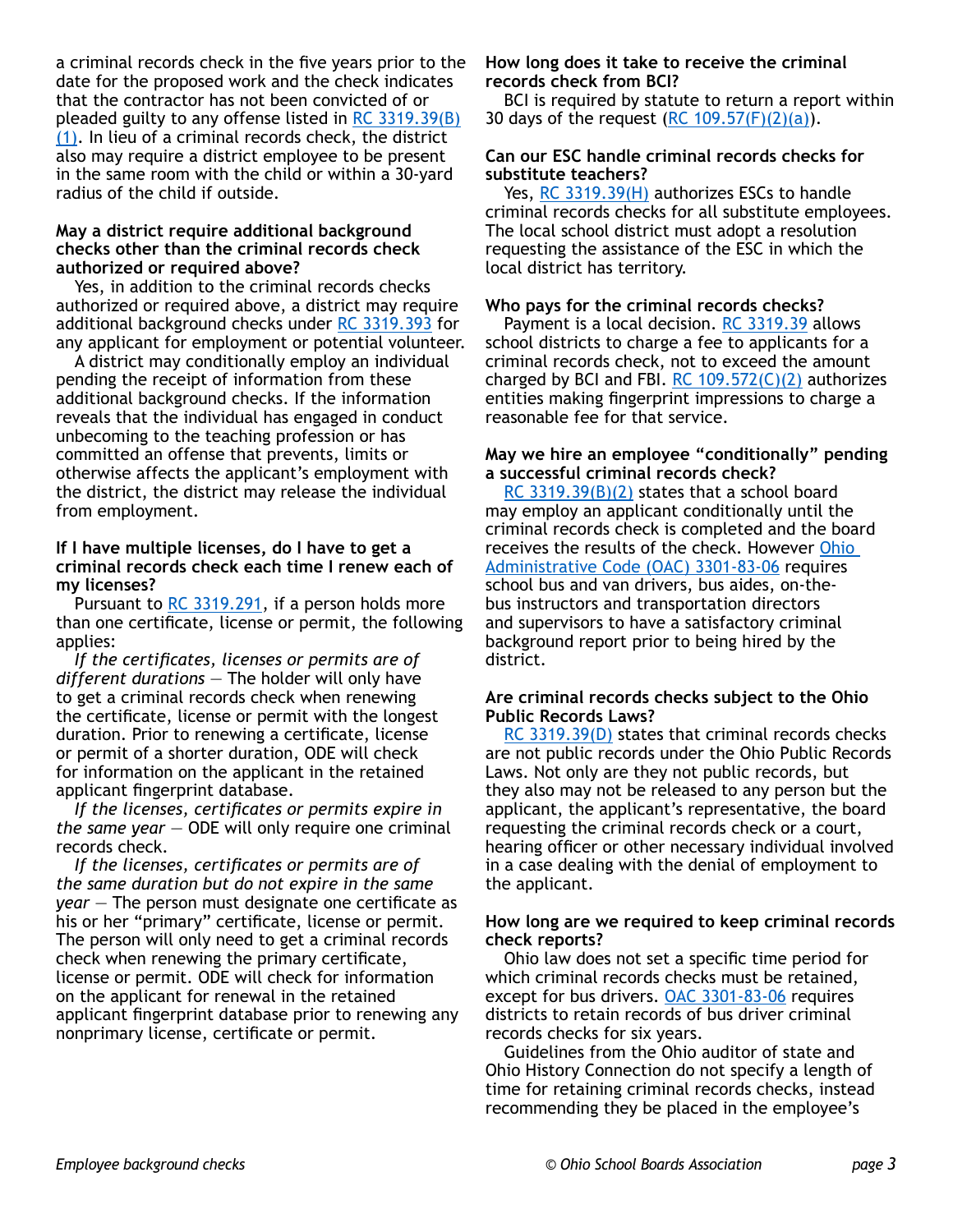a criminal records check in the five years prior to the date for the proposed work and the check indicates that the contractor has not been convicted of or pleaded guilty to any offense listed in RC 3319.39(B)(1). In lieu of a criminal records check, the district also may require a district employee to be present in the same room with the child or within a 30-yard radius of the child if outside.

**May a district require additional background checks other than the criminal records check authorized or required above?**

Yes, in addition to the criminal records checks authorized or required above, a district may require additional background checks under RC 3319.393 for any applicant for employment or potential volunteer.

A district may conditionally employ an individual pending the receipt of information from these additional background checks. If the information reveals that the individual has engaged in conduct unbecoming to the teaching profession or has committed an offense that prevents, limits or otherwise affects the applicant's employment with the district, the district may release the individual from employment.

**If I have multiple licenses, do I have to get a criminal records check each time I renew each of my licenses?**

Pursuant to RC 3319.291, if a person holds more than one certificate, license or permit, the following applies:

*If the certificates, licenses or permits are of different durations* — The holder will only have to get a criminal records check when renewing the certificate, license or permit with the longest duration. Prior to renewing a certificate, license or permit of a shorter duration, ODE will check for information on the applicant in the retained applicant fingerprint database.

*If the licenses, certificates or permits expire in the same year* — ODE will only require one criminal records check.

*If the licenses, certificates or permits are of the same duration but do not expire in the same year* — The person must designate one certificate as his or her "primary" certificate, license or permit. The person will only need to get a criminal records check when renewing the primary certificate, license or permit. ODE will check for information on the applicant for renewal in the retained applicant fingerprint database prior to renewing any nonprimary license, certificate or permit.

**How long does it take to receive the criminal records check from BCI?**

BCI is required by statute to return a report within 30 days of the request (RC 109.57(F)(2)(a)).

**Can our ESC handle criminal records checks for substitute teachers?**

Yes, RC 3319.39(H) authorizes ESCs to handle criminal records checks for all substitute employees. The local school district must adopt a resolution requesting the assistance of the ESC in which the local district has territory.

**Who pays for the criminal records checks?**

Payment is a local decision. RC 3319.39 allows school districts to charge a fee to applicants for a criminal records check, not to exceed the amount charged by BCI and FBI. RC 109.572(C)(2) authorizes entities making fingerprint impressions to charge a reasonable fee for that service.

**May we hire an employee "conditionally" pending a successful criminal records check?**

RC 3319.39(B)(2) states that a school board may employ an applicant conditionally until the criminal records check is completed and the board receives the results of the check. However Ohio Administrative Code (OAC) 3301-83-06 requires school bus and van drivers, bus aides, on-the-bus instructors and transportation directors and supervisors to have a satisfactory criminal background report prior to being hired by the district.

**Are criminal records checks subject to the Ohio Public Records Laws?**

RC 3319.39(D) states that criminal records checks are not public records under the Ohio Public Records Laws. Not only are they not public records, but they also may not be released to any person but the applicant, the applicant's representative, the board requesting the criminal records check or a court, hearing officer or other necessary individual involved in a case dealing with the denial of employment to the applicant.

**How long are we required to keep criminal records check reports?**

Ohio law does not set a specific time period for which criminal records checks must be retained, except for bus drivers. OAC 3301-83-06 requires districts to retain records of bus driver criminal records checks for six years.

Guidelines from the Ohio auditor of state and Ohio History Connection do not specify a length of time for retaining criminal records checks, instead recommending they be placed in the employee's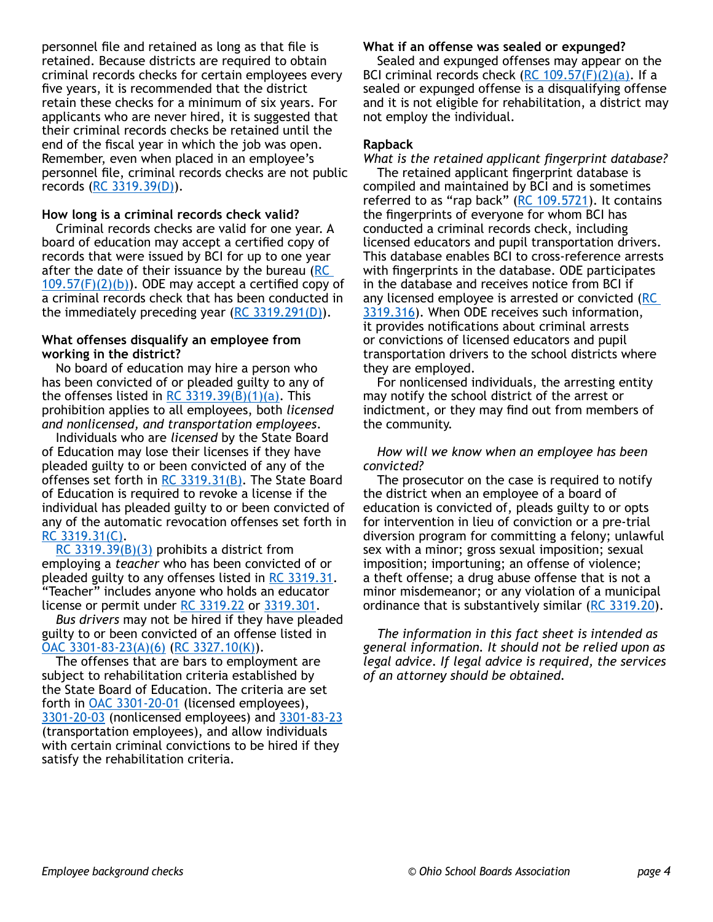personnel file and retained as long as that file is retained. Because districts are required to obtain criminal records checks for certain employees every five years, it is recommended that the district retain these checks for a minimum of six years. For applicants who are never hired, it is suggested that their criminal records checks be retained until the end of the fiscal year in which the job was open. Remember, even when placed in an employee's personnel file, criminal records checks are not public records (RC 3319.39(D)).

**How long is a criminal records check valid?**

Criminal records checks are valid for one year. A board of education may accept a certified copy of records that were issued by BCI for up to one year after the date of their issuance by the bureau (RC 109.57(F)(2)(b)). ODE may accept a certified copy of a criminal records check that has been conducted in the immediately preceding year (RC 3319.291(D)).

**What offenses disqualify an employee from working in the district?**

No board of education may hire a person who has been convicted of or pleaded guilty to any of the offenses listed in RC 3319.39(B)(1)(a). This prohibition applies to all employees, both *licensed and nonlicensed, and transportation employees*.

Individuals who are *licensed* by the State Board of Education may lose their licenses if they have pleaded guilty to or been convicted of any of the offenses set forth in RC 3319.31(B). The State Board of Education is required to revoke a license if the individual has pleaded guilty to or been convicted of any of the automatic revocation offenses set forth in RC 3319.31(C).

RC 3319.39(B)(3) prohibits a district from employing a *teacher* who has been convicted of or pleaded guilty to any offenses listed in RC 3319.31. "Teacher" includes anyone who holds an educator license or permit under RC 3319.22 or 3319.301.

*Bus drivers* may not be hired if they have pleaded guilty to or been convicted of an offense listed in OAC 3301-83-23(A)(6) (RC 3327.10(K)).

The offenses that are bars to employment are subject to rehabilitation criteria established by the State Board of Education. The criteria are set forth in OAC 3301-20-01 (licensed employees), 3301-20-03 (nonlicensed employees) and 3301-83-23 (transportation employees), and allow individuals with certain criminal convictions to be hired if they satisfy the rehabilitation criteria.

**What if an offense was sealed or expunged?**

Sealed and expunged offenses may appear on the BCI criminal records check (RC 109.57(F)(2)(a). If a sealed or expunged offense is a disqualifying offense and it is not eligible for rehabilitation, a district may not employ the individual.

**Rapback**

*What is the retained applicant fingerprint database?*

The retained applicant fingerprint database is compiled and maintained by BCI and is sometimes referred to as "rap back" (RC 109.5721). It contains the fingerprints of everyone for whom BCI has conducted a criminal records check, including licensed educators and pupil transportation drivers. This database enables BCI to cross-reference arrests with fingerprints in the database. ODE participates in the database and receives notice from BCI if any licensed employee is arrested or convicted (RC 3319.316). When ODE receives such information, it provides notifications about criminal arrests or convictions of licensed educators and pupil transportation drivers to the school districts where they are employed.

For nonlicensed individuals, the arresting entity may notify the school district of the arrest or indictment, or they may find out from members of the community.

*How will we know when an employee has been convicted?*

The prosecutor on the case is required to notify the district when an employee of a board of education is convicted of, pleads guilty to or opts for intervention in lieu of conviction or a pre-trial diversion program for committing a felony; unlawful sex with a minor; gross sexual imposition; sexual imposition; importuning; an offense of violence; a theft offense; a drug abuse offense that is not a minor misdemeanor; or any violation of a municipal ordinance that is substantively similar (RC 3319.20).

*The information in this fact sheet is intended as general information. It should not be relied upon as legal advice. If legal advice is required, the services of an attorney should be obtained.*